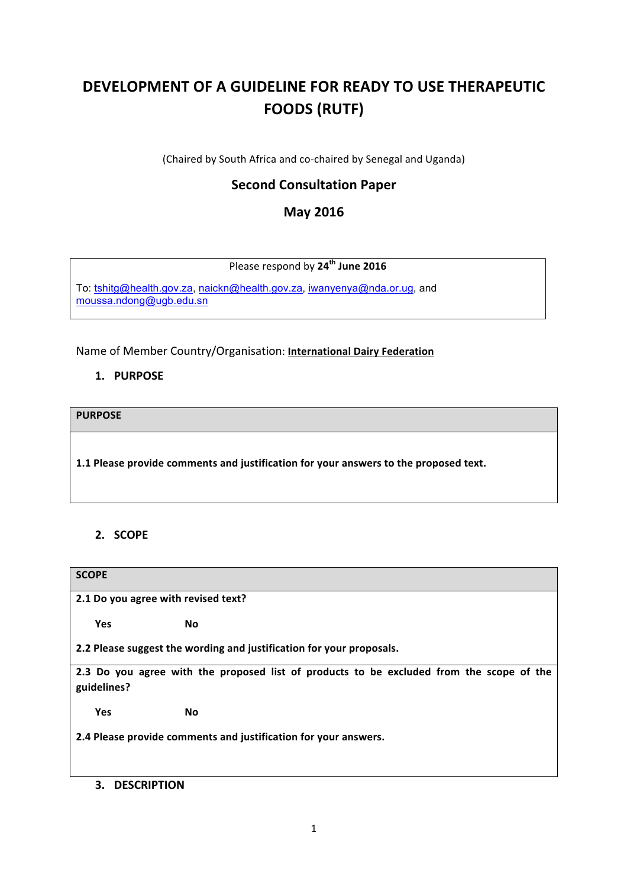# DEVELOPMENT OF A GUIDELINE FOR READY TO USE THERAPEUTIC FOODS (RUTF)

(Chaired by South Africa and co-chaired by Senegal and Uganda)

## Second Consultation Paper

## May 2016

| Please respond by **24th June 2016** |
|---|
| To: tshitg@health.gov.za, naickn@health.gov.za, iwanyenya@nda.or.ug, and moussa.ndong@ugb.edu.sn |

Name of Member Country/Organisation: **International Dairy Federation**

## 1. PURPOSE

| **PURPOSE** |
|---|
| **1.1 Please provide comments and justification for your answers to the proposed text.** |

## 2. SCOPE

| **SCOPE** |
|---|
| **2.1 Do you agree with revised text?**<br><br>**Yes** **No**<br><br>**2.2 Please suggest the wording and justification for your proposals.** |
| **2.3 Do you agree with the proposed list of products to be excluded from the scope of the guidelines?**<br><br>**Yes** **No**<br><br>**2.4 Please provide comments and justification for your answers.** |

## 3. DESCRIPTION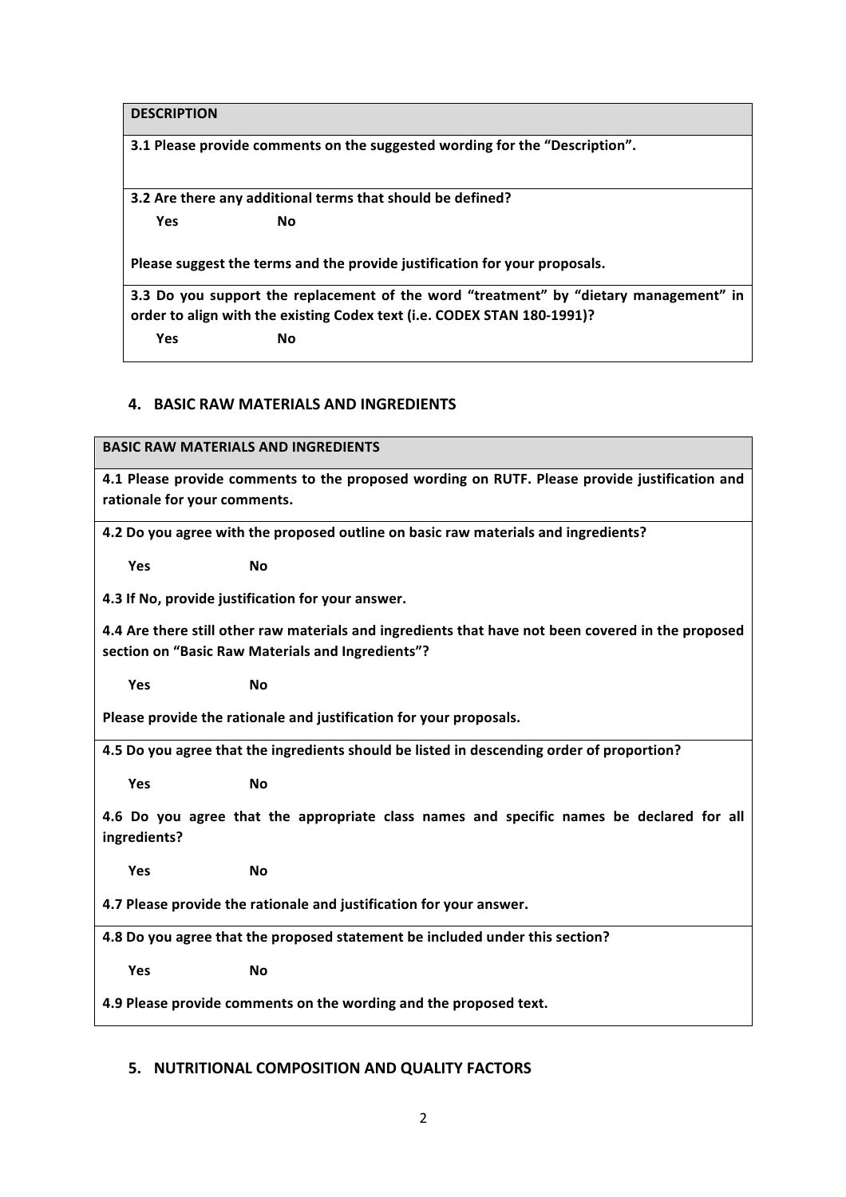| **DESCRIPTION** |
| --- |
| **3.1 Please provide comments on the suggested wording for the "Description".** |
| **3.2 Are there any additional terms that should be defined?**<br><br>**Yes No**<br><br>**Please suggest the terms and the provide justification for your proposals.** |
| **3.3 Do you support the replacement of the word "treatment" by "dietary management" in order to align with the existing Codex text (i.e. CODEX STAN 180-1991)?**<br><br>**Yes No** |

## 4. BASIC RAW MATERIALS AND INGREDIENTS

| **BASIC RAW MATERIALS AND INGREDIENTS** |
| --- |
| **4.1 Please provide comments to the proposed wording on RUTF. Please provide justification and rationale for your comments.** |
| **4.2 Do you agree with the proposed outline on basic raw materials and ingredients?**<br><br>**Yes No**<br><br>**4.3 If No, provide justification for your answer.**<br><br>**4.4 Are there still other raw materials and ingredients that have not been covered in the proposed section on "Basic Raw Materials and Ingredients"?**<br><br>**Yes No**<br><br>**Please provide the rationale and justification for your proposals.** |
| **4.5 Do you agree that the ingredients should be listed in descending order of proportion?**<br><br>**Yes No**<br><br>**4.6 Do you agree that the appropriate class names and specific names be declared for all ingredients?**<br><br>**Yes No**<br><br>**4.7 Please provide the rationale and justification for your answer.** |
| **4.8 Do you agree that the proposed statement be included under this section?**<br><br>**Yes No**<br><br>**4.9 Please provide comments on the wording and the proposed text.** |

## 5. NUTRITIONAL COMPOSITION AND QUALITY FACTORS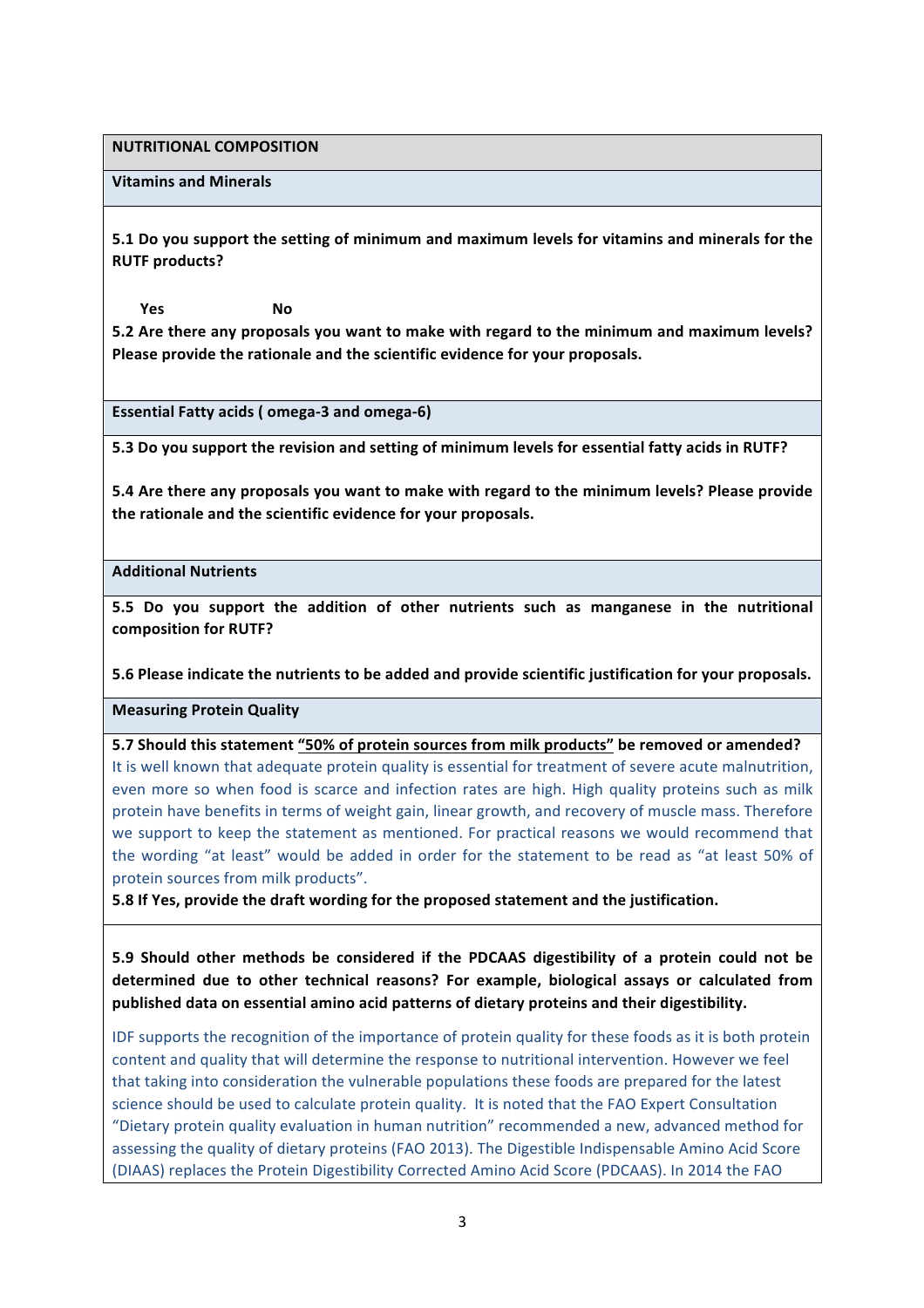**NUTRITIONAL COMPOSITION**

**Vitamins and Minerals**

**5.1 Do you support the setting of minimum and maximum levels for vitamins and minerals for the RUTF products?**

**Yes** **No**

**5.2 Are there any proposals you want to make with regard to the minimum and maximum levels? Please provide the rationale and the scientific evidence for your proposals.**

**Essential Fatty acids ( omega-3 and omega-6)**

**5.3 Do you support the revision and setting of minimum levels for essential fatty acids in RUTF?**

**5.4 Are there any proposals you want to make with regard to the minimum levels? Please provide the rationale and the scientific evidence for your proposals.**

**Additional Nutrients**

**5.5 Do you support the addition of other nutrients such as manganese in the nutritional composition for RUTF?**

**5.6 Please indicate the nutrients to be added and provide scientific justification for your proposals.**

**Measuring Protein Quality**

**5.7 Should this statement "50% of protein sources from milk products" be removed or amended?**

It is well known that adequate protein quality is essential for treatment of severe acute malnutrition, even more so when food is scarce and infection rates are high. High quality proteins such as milk protein have benefits in terms of weight gain, linear growth, and recovery of muscle mass. Therefore we support to keep the statement as mentioned. For practical reasons we would recommend that the wording "at least" would be added in order for the statement to be read as "at least 50% of protein sources from milk products".

**5.8 If Yes, provide the draft wording for the proposed statement and the justification.**

**5.9 Should other methods be considered if the PDCAAS digestibility of a protein could not be determined due to other technical reasons? For example, biological assays or calculated from published data on essential amino acid patterns of dietary proteins and their digestibility.**

IDF supports the recognition of the importance of protein quality for these foods as it is both protein content and quality that will determine the response to nutritional intervention. However we feel that taking into consideration the vulnerable populations these foods are prepared for the latest science should be used to calculate protein quality. It is noted that the FAO Expert Consultation "Dietary protein quality evaluation in human nutrition" recommended a new, advanced method for assessing the quality of dietary proteins (FAO 2013). The Digestible Indispensable Amino Acid Score (DIAAS) replaces the Protein Digestibility Corrected Amino Acid Score (PDCAAS). In 2014 the FAO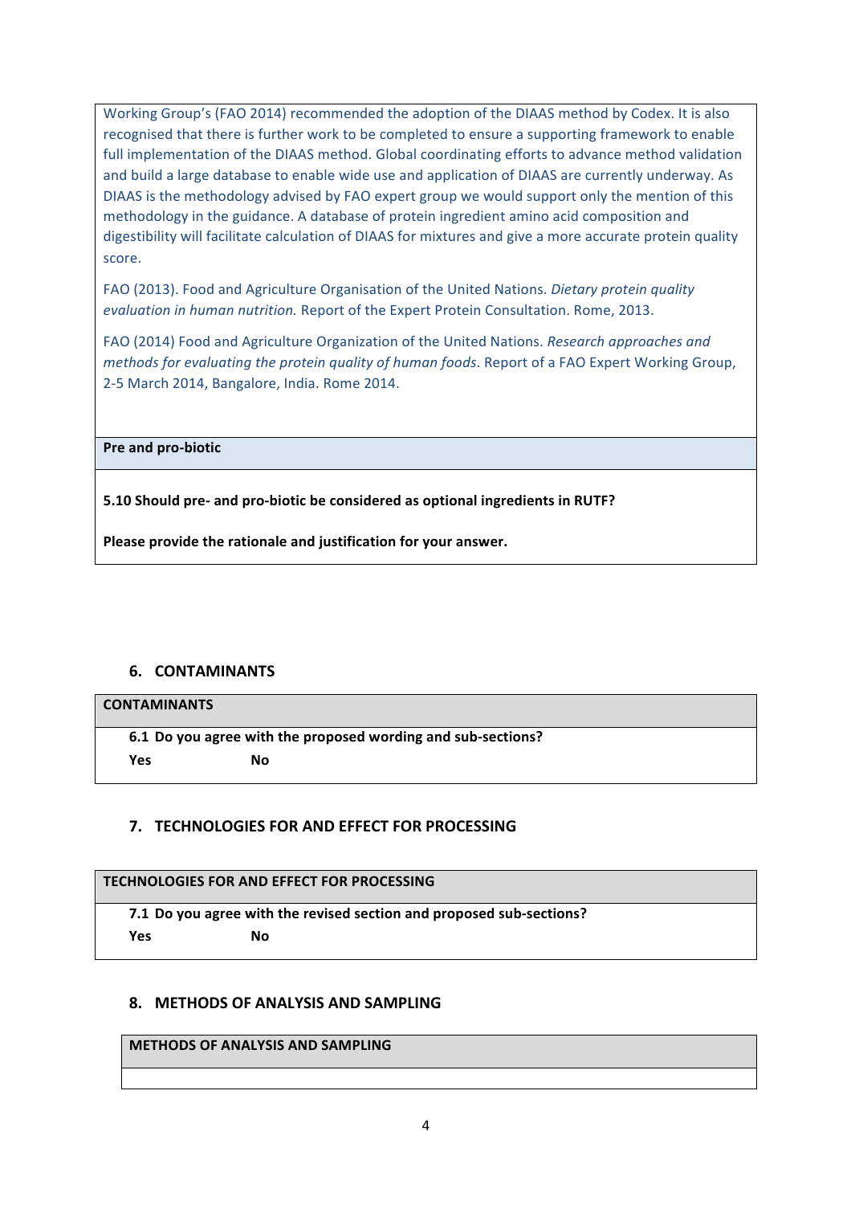Working Group's (FAO 2014) recommended the adoption of the DIAAS method by Codex. It is also recognised that there is further work to be completed to ensure a supporting framework to enable full implementation of the DIAAS method. Global coordinating efforts to advance method validation and build a large database to enable wide use and application of DIAAS are currently underway. As DIAAS is the methodology advised by FAO expert group we would support only the mention of this methodology in the guidance. A database of protein ingredient amino acid composition and digestibility will facilitate calculation of DIAAS for mixtures and give a more accurate protein quality score.

FAO (2013). Food and Agriculture Organisation of the United Nations. *Dietary protein quality evaluation in human nutrition.* Report of the Expert Protein Consultation. Rome, 2013.

FAO (2014) Food and Agriculture Organization of the United Nations. *Research approaches and methods for evaluating the protein quality of human foods*. Report of a FAO Expert Working Group, 2-5 March 2014, Bangalore, India. Rome 2014.

**Pre and pro-biotic**

**5.10 Should pre- and pro-biotic be considered as optional ingredients in RUTF?**

**Please provide the rationale and justification for your answer.**

## 6. CONTAMINANTS

**CONTAMINANTS**

**6.1 Do you agree with the proposed wording and sub-sections?**

**Yes** **No**

## 7. TECHNOLOGIES FOR AND EFFECT FOR PROCESSING

**TECHNOLOGIES FOR AND EFFECT FOR PROCESSING**

**7.1 Do you agree with the revised section and proposed sub-sections?**

**Yes** **No**

## 8. METHODS OF ANALYSIS AND SAMPLING

**METHODS OF ANALYSIS AND SAMPLING**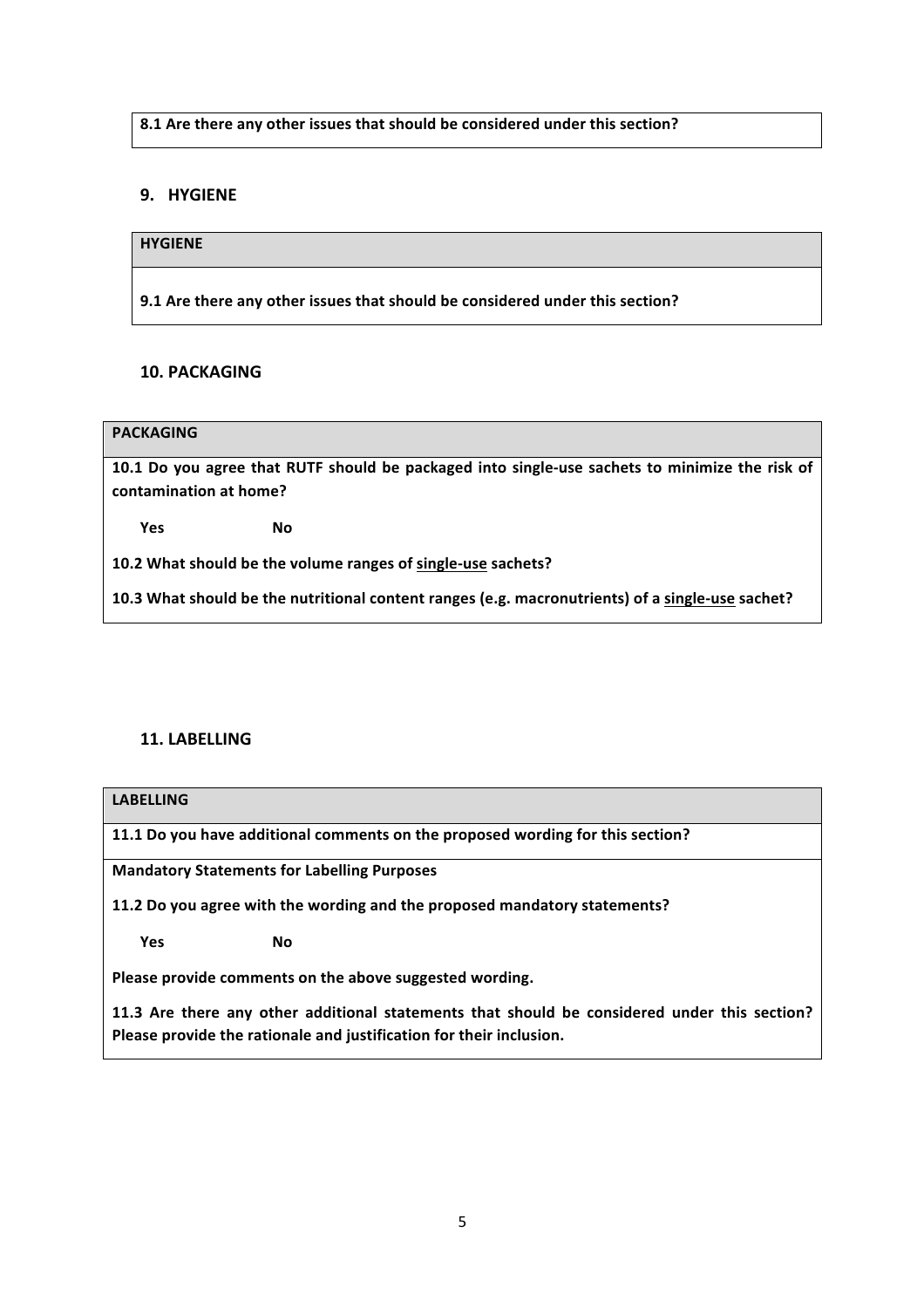**8.1 Are there any other issues that should be considered under this section?**

## 9. HYGIENE

**HYGIENE**

**9.1 Are there any other issues that should be considered under this section?**

## 10. PACKAGING

**PACKAGING**

**10.1 Do you agree that RUTF should be packaged into single-use sachets to minimize the risk of contamination at home?**

**Yes** **No**

**10.2 What should be the volume ranges of <u>single-use</u> sachets?**

**10.3 What should be the nutritional content ranges (e.g. macronutrients) of a <u>single-use</u> sachet?**

## 11. LABELLING

**LABELLING**

**11.1 Do you have additional comments on the proposed wording for this section?**

**Mandatory Statements for Labelling Purposes**

**11.2 Do you agree with the wording and the proposed mandatory statements?**

**Yes** **No**

**Please provide comments on the above suggested wording.**

**11.3 Are there any other additional statements that should be considered under this section? Please provide the rationale and justification for their inclusion.**